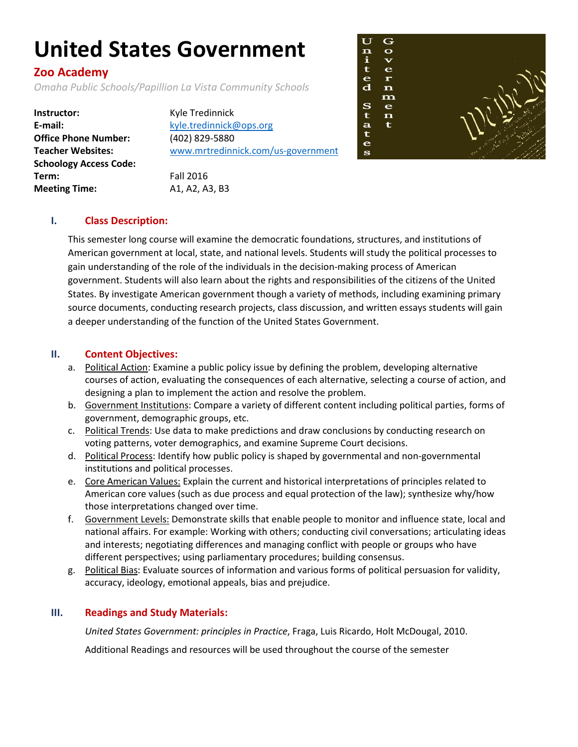# United States Government

## Zoo Academy

*Omaha Public Schools/Papillion La Vista Community Schools*

| | |
|---|---|
| **Instructor:** | Kyle Tredinnick |
| **E-mail:** | kyle.tredinnick@ops.org |
| **Office Phone Number:** | (402) 829-5880 |
| **Teacher Websites:** | www.mrtredinnick.com/us-government |
| **Schoology Access Code:** | |
| **Term:** | Fall 2016 |
| **Meeting Time:** | A1, A2, A3, B3 |

### I. Class Description:

This semester long course will examine the democratic foundations, structures, and institutions of American government at local, state, and national levels. Students will study the political processes to gain understanding of the role of the individuals in the decision-making process of American government. Students will also learn about the rights and responsibilities of the citizens of the United States. By investigate American government though a variety of methods, including examining primary source documents, conducting research projects, class discussion, and written essays students will gain a deeper understanding of the function of the United States Government.

### II. Content Objectives:

a. Political Action: Examine a public policy issue by defining the problem, developing alternative courses of action, evaluating the consequences of each alternative, selecting a course of action, and designing a plan to implement the action and resolve the problem.

b. Government Institutions: Compare a variety of different content including political parties, forms of government, demographic groups, etc.

c. Political Trends: Use data to make predictions and draw conclusions by conducting research on voting patterns, voter demographics, and examine Supreme Court decisions.

d. Political Process: Identify how public policy is shaped by governmental and non-governmental institutions and political processes.

e. Core American Values: Explain the current and historical interpretations of principles related to American core values (such as due process and equal protection of the law); synthesize why/how those interpretations changed over time.

f. Government Levels: Demonstrate skills that enable people to monitor and influence state, local and national affairs. For example: Working with others; conducting civil conversations; articulating ideas and interests; negotiating differences and managing conflict with people or groups who have different perspectives; using parliamentary procedures; building consensus.

g. Political Bias: Evaluate sources of information and various forms of political persuasion for validity, accuracy, ideology, emotional appeals, bias and prejudice.

### III. Readings and Study Materials:

*United States Government: principles in Practice*, Fraga, Luis Ricardo, Holt McDougal, 2010.

Additional Readings and resources will be used throughout the course of the semester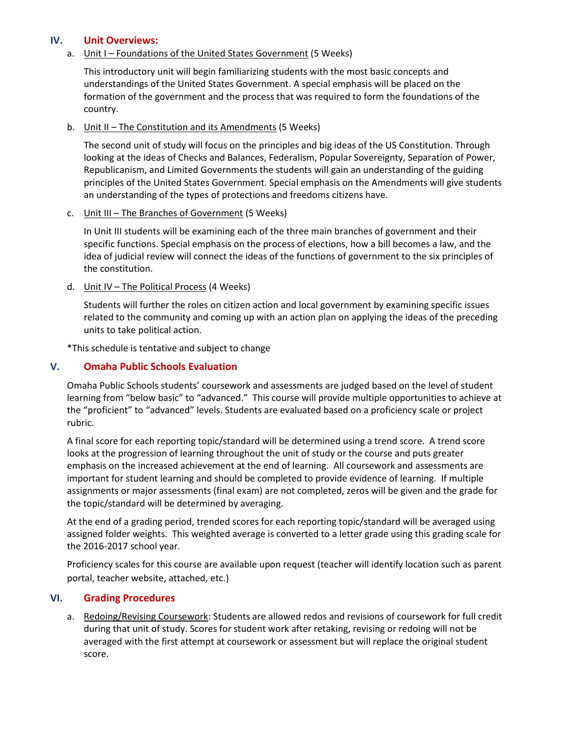## IV. Unit Overviews:

a. <u>Unit I – Foundations of the United States Government</u> (5 Weeks)

This introductory unit will begin familiarizing students with the most basic concepts and understandings of the United States Government. A special emphasis will be placed on the formation of the government and the process that was required to form the foundations of the country.

b. <u>Unit II – The Constitution and its Amendments</u> (5 Weeks)

The second unit of study will focus on the principles and big ideas of the US Constitution. Through looking at the ideas of Checks and Balances, Federalism, Popular Sovereignty, Separation of Power, Republicanism, and Limited Governments the students will gain an understanding of the guiding principles of the United States Government. Special emphasis on the Amendments will give students an understanding of the types of protections and freedoms citizens have.

c. <u>Unit III – The Branches of Government</u> (5 Weeks)

In Unit III students will be examining each of the three main branches of government and their specific functions. Special emphasis on the process of elections, how a bill becomes a law, and the idea of judicial review will connect the ideas of the functions of government to the six principles of the constitution.

d. <u>Unit IV – The Political Process</u> (4 Weeks)

Students will further the roles on citizen action and local government by examining specific issues related to the community and coming up with an action plan on applying the ideas of the preceding units to take political action.

*This schedule is tentative and subject to change

## V. Omaha Public Schools Evaluation

Omaha Public Schools students' coursework and assessments are judged based on the level of student learning from "below basic" to "advanced." This course will provide multiple opportunities to achieve at the "proficient" to "advanced" levels. Students are evaluated based on a proficiency scale or project rubric.

A final score for each reporting topic/standard will be determined using a trend score. A trend score looks at the progression of learning throughout the unit of study or the course and puts greater emphasis on the increased achievement at the end of learning. All coursework and assessments are important for student learning and should be completed to provide evidence of learning. If multiple assignments or major assessments (final exam) are not completed, zeros will be given and the grade for the topic/standard will be determined by averaging.

At the end of a grading period, trended scores for each reporting topic/standard will be averaged using assigned folder weights. This weighted average is converted to a letter grade using this grading scale for the 2016-2017 school year.

Proficiency scales for this course are available upon request (teacher will identify location such as parent portal, teacher website, attached, etc.)

## VI. Grading Procedures

a. <u>Redoing/Revising Coursework</u>: Students are allowed redos and revisions of coursework for full credit during that unit of study. Scores for student work after retaking, revising or redoing will not be averaged with the first attempt at coursework or assessment but will replace the original student score.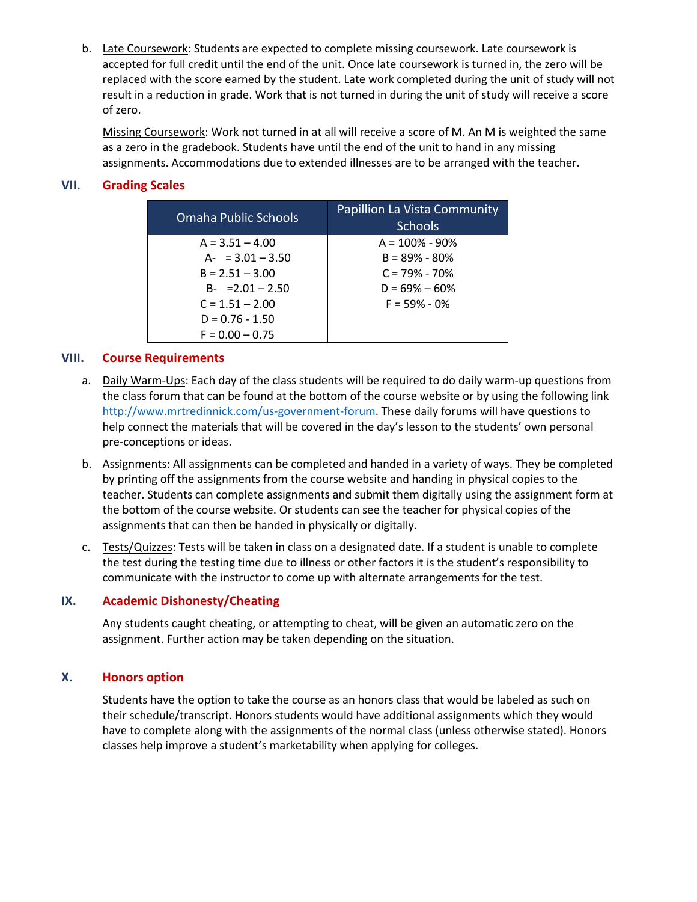b. Late Coursework: Students are expected to complete missing coursework. Late coursework is accepted for full credit until the end of the unit. Once late coursework is turned in, the zero will be replaced with the score earned by the student. Late work completed during the unit of study will not result in a reduction in grade. Work that is not turned in during the unit of study will receive a score of zero.

   Missing Coursework: Work not turned in at all will receive a score of M. An M is weighted the same as a zero in the gradebook. Students have until the end of the unit to hand in any missing assignments. Accommodations due to extended illnesses are to be arranged with the teacher.

## VII. Grading Scales

| Omaha Public Schools | Papillion La Vista Community Schools |
|---|---|
| A = 3.51 – 4.00 | A = 100% - 90% |
| A- = 3.01 – 3.50 | B = 89% - 80% |
| B = 2.51 – 3.00 | C = 79% - 70% |
| B- =2.01 – 2.50 | D = 69% – 60% |
| C = 1.51 – 2.00 | F = 59% - 0% |
| D = 0.76 - 1.50 | |
| F = 0.00 – 0.75 | |

## VIII. Course Requirements

a. Daily Warm-Ups: Each day of the class students will be required to do daily warm-up questions from the class forum that can be found at the bottom of the course website or by using the following link http://www.mrtredinnick.com/us-government-forum. These daily forums will have questions to help connect the materials that will be covered in the day's lesson to the students' own personal pre-conceptions or ideas.

b. Assignments: All assignments can be completed and handed in a variety of ways. They be completed by printing off the assignments from the course website and handing in physical copies to the teacher. Students can complete assignments and submit them digitally using the assignment form at the bottom of the course website. Or students can see the teacher for physical copies of the assignments that can then be handed in physically or digitally.

c. Tests/Quizzes: Tests will be taken in class on a designated date. If a student is unable to complete the test during the testing time due to illness or other factors it is the student's responsibility to communicate with the instructor to come up with alternate arrangements for the test.

## IX. Academic Dishonesty/Cheating

Any students caught cheating, or attempting to cheat, will be given an automatic zero on the assignment. Further action may be taken depending on the situation.

## X. Honors option

Students have the option to take the course as an honors class that would be labeled as such on their schedule/transcript. Honors students would have additional assignments which they would have to complete along with the assignments of the normal class (unless otherwise stated). Honors classes help improve a student's marketability when applying for colleges.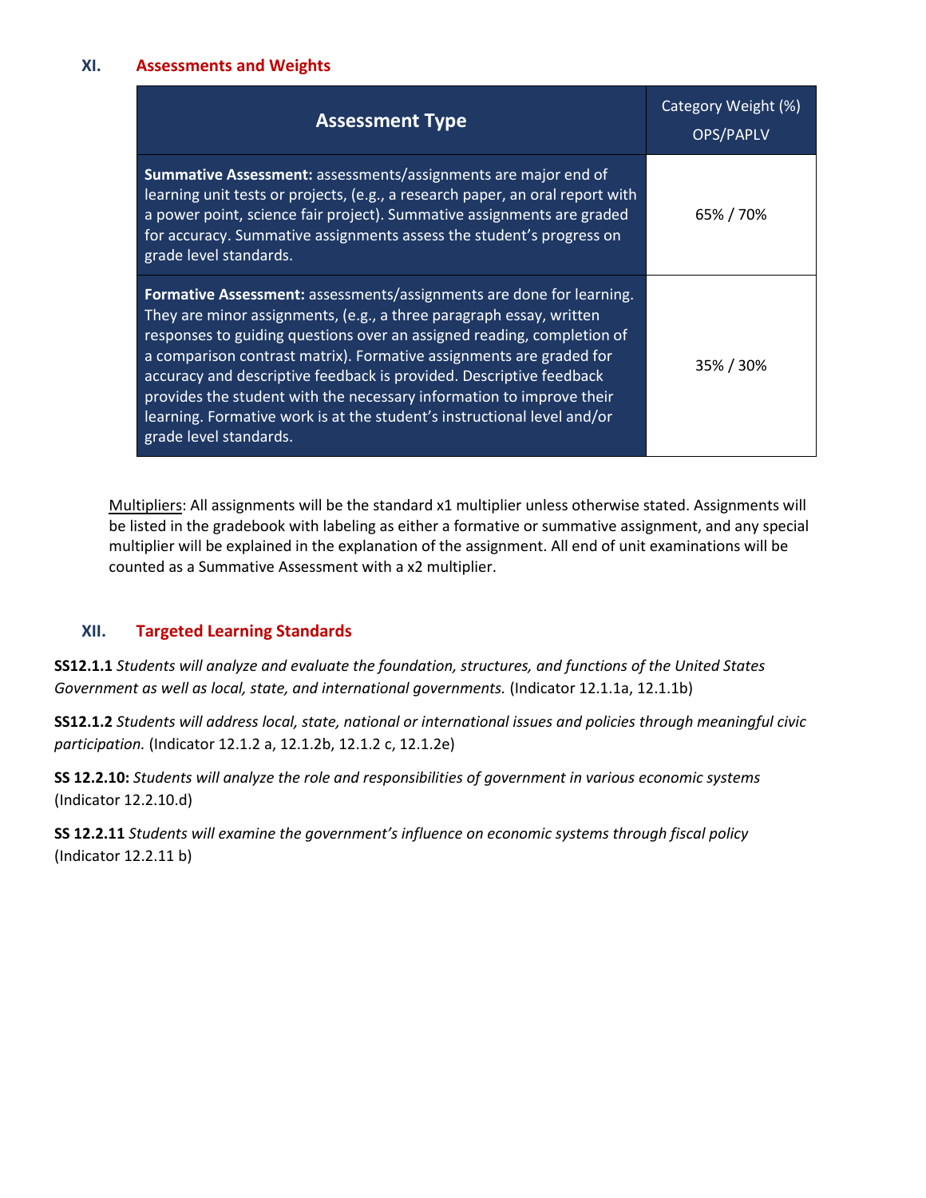## XI. Assessments and Weights

| Assessment Type | Category Weight (%) OPS/PAPLV |
| --- | --- |
| **Summative Assessment:** assessments/assignments are major end of learning unit tests or projects, (e.g., a research paper, an oral report with a power point, science fair project). Summative assignments are graded for accuracy. Summative assignments assess the student's progress on grade level standards. | 65% / 70% |
| **Formative Assessment:** assessments/assignments are done for learning. They are minor assignments, (e.g., a three paragraph essay, written responses to guiding questions over an assigned reading, completion of a comparison contrast matrix). Formative assignments are graded for accuracy and descriptive feedback is provided. Descriptive feedback provides the student with the necessary information to improve their learning. Formative work is at the student's instructional level and/or grade level standards. | 35% / 30% |

Multipliers: All assignments will be the standard x1 multiplier unless otherwise stated. Assignments will be listed in the gradebook with labeling as either a formative or summative assignment, and any special multiplier will be explained in the explanation of the assignment. All end of unit examinations will be counted as a Summative Assessment with a x2 multiplier.

## XII. Targeted Learning Standards

**SS12.1.1** *Students will analyze and evaluate the foundation, structures, and functions of the United States Government as well as local, state, and international governments.* (Indicator 12.1.1a, 12.1.1b)

**SS12.1.2** *Students will address local, state, national or international issues and policies through meaningful civic participation.* (Indicator 12.1.2 a, 12.1.2b, 12.1.2 c, 12.1.2e)

**SS 12.2.10:** *Students will analyze the role and responsibilities of government in various economic systems* (Indicator 12.2.10.d)

**SS 12.2.11** *Students will examine the government's influence on economic systems through fiscal policy* (Indicator 12.2.11 b)